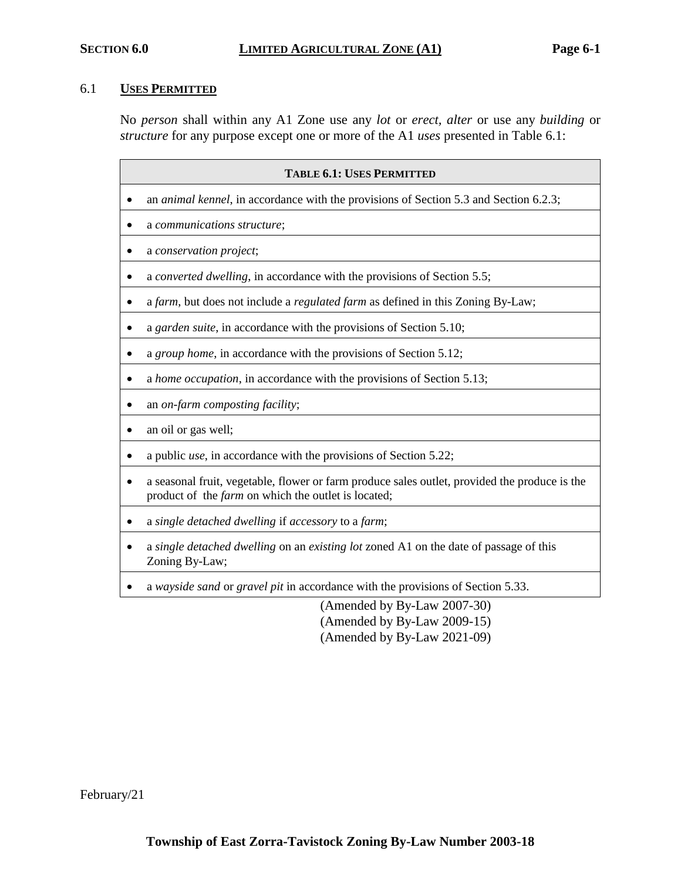## SECTION 6.0 LIMITED AGRICULTURAL ZONE (A1)

### 6.1 USES PERMITTED

No *person* shall within any A1 Zone use any *lot* or *erect, alter* or use any *building* or *structure* for any purpose except one or more of the A1 *uses* presented in Table 6.1:

| TABLE 6.1: USES PERMITTED |
|---|
| • an *animal kennel*, in accordance with the provisions of Section 5.3 and Section 6.2.3; |
| • a *communications structure*; |
| • a *conservation project*; |
| • a *converted dwelling*, in accordance with the provisions of Section 5.5; |
| • a *farm*, but does not include a *regulated farm* as defined in this Zoning By-Law; |
| • a *garden suite*, in accordance with the provisions of Section 5.10; |
| • a *group home*, in accordance with the provisions of Section 5.12; |
| • a *home occupation*, in accordance with the provisions of Section 5.13; |
| • an *on-farm composting facility*; |
| • an oil or gas well; |
| • a public *use*, in accordance with the provisions of Section 5.22; |
| • a seasonal fruit, vegetable, flower or farm produce sales outlet, provided the produce is the product of the *farm* on which the outlet is located; |
| • a *single detached dwelling* if *accessory* to a *farm*; |
| • a *single detached dwelling* on an *existing lot* zoned A1 on the date of passage of this Zoning By-Law; |
| • a *wayside sand* or *gravel pit* in accordance with the provisions of Section 5.33. |

(Amended by By-Law 2007-30)
(Amended by By-Law 2009-15)
(Amended by By-Law 2021-09)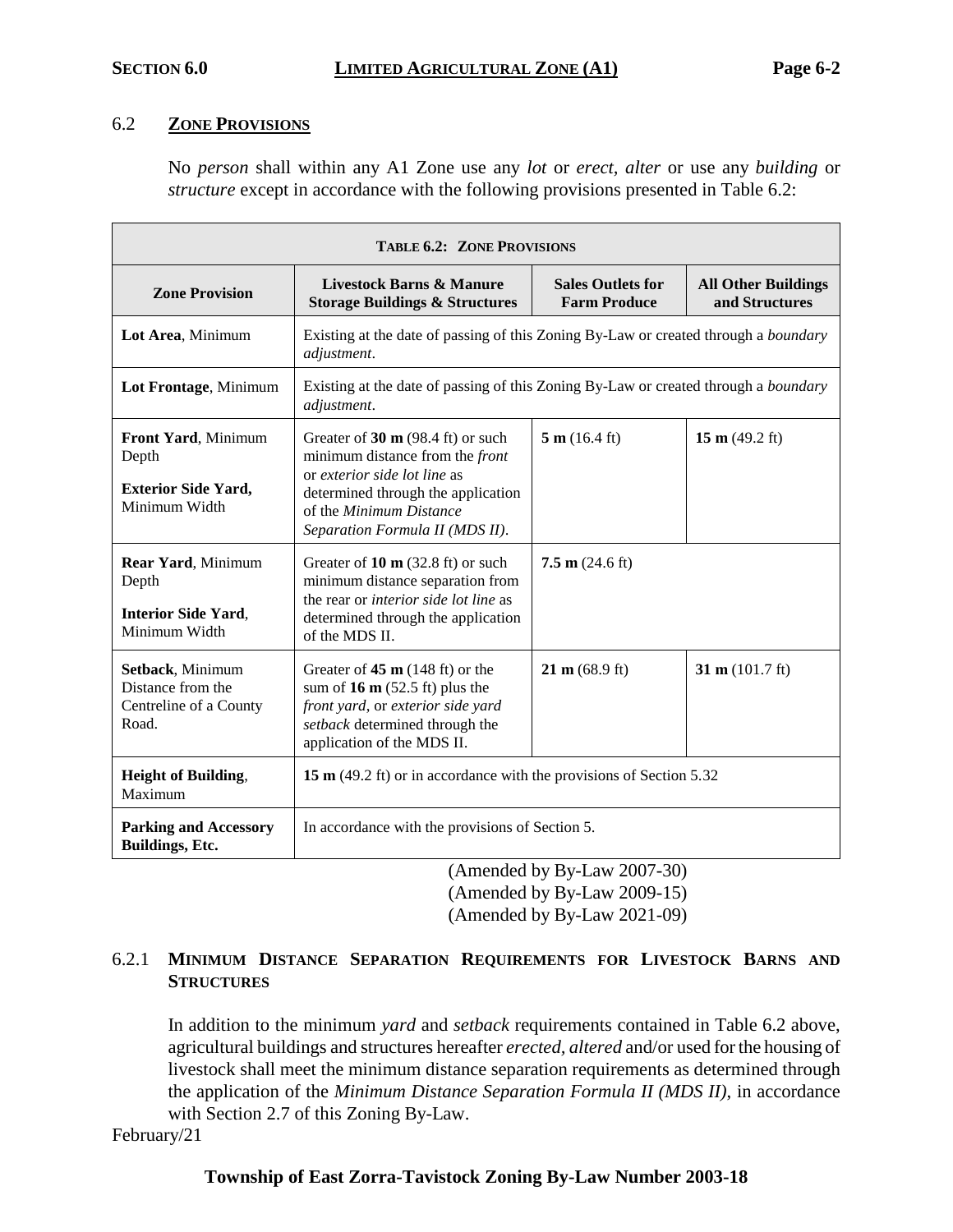## 6.2 ZONE PROVISIONS

No *person* shall within any A1 Zone use any *lot* or *erect, alter* or use any *building* or *structure* except in accordance with the following provisions presented in Table 6.2:

**TABLE 6.2: ZONE PROVISIONS**

| Zone Provision | Livestock Barns & Manure Storage Buildings & Structures | Sales Outlets for Farm Produce | All Other Buildings and Structures |
|---|---|---|---|
| **Lot Area**, Minimum | Existing at the date of passing of this Zoning By-Law or created through a *boundary adjustment*. | | |
| **Lot Frontage**, Minimum | Existing at the date of passing of this Zoning By-Law or created through a *boundary adjustment*. | | |
| **Front Yard**, Minimum Depth<br>**Exterior Side Yard**, Minimum Width | Greater of **30 m** (98.4 ft) or such minimum distance from the *front* or *exterior side lot line* as determined through the application of the *Minimum Distance Separation Formula II (MDS II)*. | **5 m** (16.4 ft) | **15 m** (49.2 ft) |
| **Rear Yard**, Minimum Depth<br>**Interior Side Yard**, Minimum Width | Greater of **10 m** (32.8 ft) or such minimum distance separation from the rear or *interior side lot line* as determined through the application of the MDS II. | **7.5 m** (24.6 ft) | |
| **Setback**, Minimum Distance from the Centreline of a County Road. | Greater of **45 m** (148 ft) or the sum of **16 m** (52.5 ft) plus the *front yard*, or *exterior side yard setback* determined through the application of the MDS II. | **21 m** (68.9 ft) | **31 m** (101.7 ft) |
| **Height of Building**, Maximum | **15 m** (49.2 ft) or in accordance with the provisions of Section 5.32 | | |
| **Parking and Accessory Buildings, Etc.** | In accordance with the provisions of Section 5. | | |

(Amended by By-Law 2007-30)
(Amended by By-Law 2009-15)
(Amended by By-Law 2021-09)

### 6.2.1 MINIMUM DISTANCE SEPARATION REQUIREMENTS FOR LIVESTOCK BARNS AND STRUCTURES

In addition to the minimum *yard* and *setback* requirements contained in Table 6.2 above, agricultural buildings and structures hereafter *erected*, *altered* and/or used for the housing of livestock shall meet the minimum distance separation requirements as determined through the application of the *Minimum Distance Separation Formula II (MDS II)*, in accordance with Section 2.7 of this Zoning By-Law.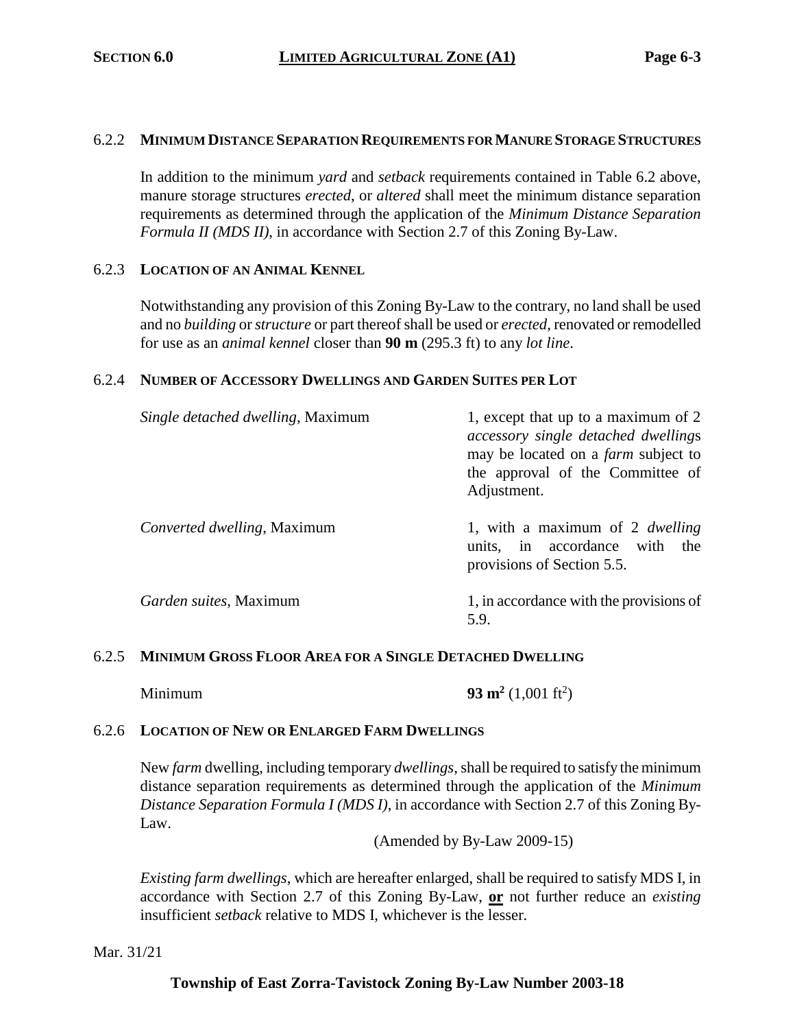### 6.2.2 MINIMUM DISTANCE SEPARATION REQUIREMENTS FOR MANURE STORAGE STRUCTURES

In addition to the minimum *yard* and *setback* requirements contained in Table 6.2 above, manure storage structures *erected*, or *altered* shall meet the minimum distance separation requirements as determined through the application of the *Minimum Distance Separation Formula II (MDS II)*, in accordance with Section 2.7 of this Zoning By-Law.

### 6.2.3 LOCATION OF AN ANIMAL KENNEL

Notwithstanding any provision of this Zoning By-Law to the contrary, no land shall be used and no *building* or *structure* or part thereof shall be used or *erected*, renovated or remodelled for use as an *animal kennel* closer than **90 m** (295.3 ft) to any *lot line*.

### 6.2.4 NUMBER OF ACCESSORY DWELLINGS AND GARDEN SUITES PER LOT

| | |
|---|---|
| *Single detached dwelling*, Maximum | 1, except that up to a maximum of 2 *accessory single detached dwellings* may be located on a *farm* subject to the approval of the Committee of Adjustment. |
| *Converted dwelling*, Maximum | 1, with a maximum of 2 *dwelling* units, in accordance with the provisions of Section 5.5. |
| *Garden suites*, Maximum | 1, in accordance with the provisions of 5.9. |

### 6.2.5 MINIMUM GROSS FLOOR AREA FOR A SINGLE DETACHED DWELLING

| | |
|---|---|
| Minimum | **93 m$^2$** (1,001 ft$^2$) |

### 6.2.6 LOCATION OF NEW OR ENLARGED FARM DWELLINGS

New *farm* dwelling, including temporary *dwellings*, shall be required to satisfy the minimum distance separation requirements as determined through the application of the *Minimum Distance Separation Formula I (MDS I)*, in accordance with Section 2.7 of this Zoning By-Law.

(Amended by By-Law 2009-15)

*Existing farm dwellings*, which are hereafter enlarged, shall be required to satisfy MDS I, in accordance with Section 2.7 of this Zoning By-Law, **or** not further reduce an *existing* insufficient *setback* relative to MDS I, whichever is the lesser.

Mar. 31/21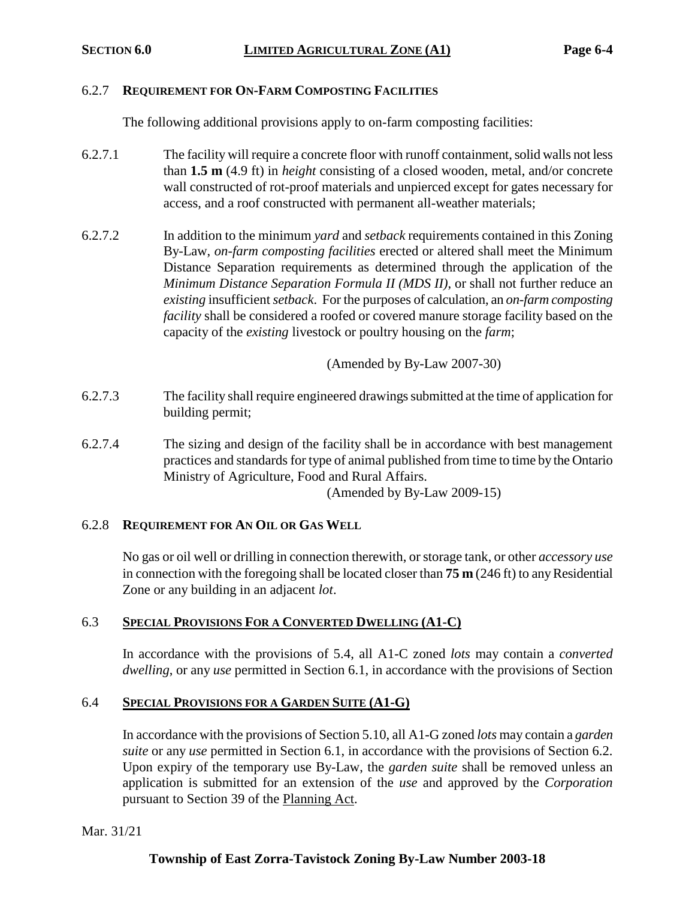### 6.2.7 **REQUIREMENT FOR ON-FARM COMPOSTING FACILITIES**

The following additional provisions apply to on-farm composting facilities:

6.2.7.1 The facility will require a concrete floor with runoff containment, solid walls not less than **1.5 m** (4.9 ft) in *height* consisting of a closed wooden, metal, and/or concrete wall constructed of rot-proof materials and unpierced except for gates necessary for access, and a roof constructed with permanent all-weather materials;

6.2.7.2 In addition to the minimum *yard* and *setback* requirements contained in this Zoning By-Law, *on-farm composting facilities* erected or altered shall meet the Minimum Distance Separation requirements as determined through the application of the *Minimum Distance Separation Formula II (MDS II)*, or shall not further reduce an *existing* insufficient *setback*. For the purposes of calculation, an *on-farm composting facility* shall be considered a roofed or covered manure storage facility based on the capacity of the *existing* livestock or poultry housing on the *farm*;

(Amended by By-Law 2007-30)

6.2.7.3 The facility shall require engineered drawings submitted at the time of application for building permit;

6.2.7.4 The sizing and design of the facility shall be in accordance with best management practices and standards for type of animal published from time to time by the Ontario Ministry of Agriculture, Food and Rural Affairs.

(Amended by By-Law 2009-15)

### 6.2.8 **REQUIREMENT FOR AN OIL OR GAS WELL**

No gas or oil well or drilling in connection therewith, or storage tank, or other *accessory use* in connection with the foregoing shall be located closer than **75 m** (246 ft) to any Residential Zone or any building in an adjacent *lot*.

## 6.3 **SPECIAL PROVISIONS FOR A CONVERTED DWELLING (A1-C)**

In accordance with the provisions of 5.4, all A1-C zoned *lots* may contain a *converted dwelling*, or any *use* permitted in Section 6.1, in accordance with the provisions of Section

## 6.4 **SPECIAL PROVISIONS FOR A GARDEN SUITE (A1-G)**

In accordance with the provisions of Section 5.10, all A1-G zoned *lots* may contain a *garden suite* or any *use* permitted in Section 6.1, in accordance with the provisions of Section 6.2. Upon expiry of the temporary use By-Law, the *garden suite* shall be removed unless an application is submitted for an extension of the *use* and approved by the *Corporation* pursuant to Section 39 of the Planning Act.

Mar. 31/21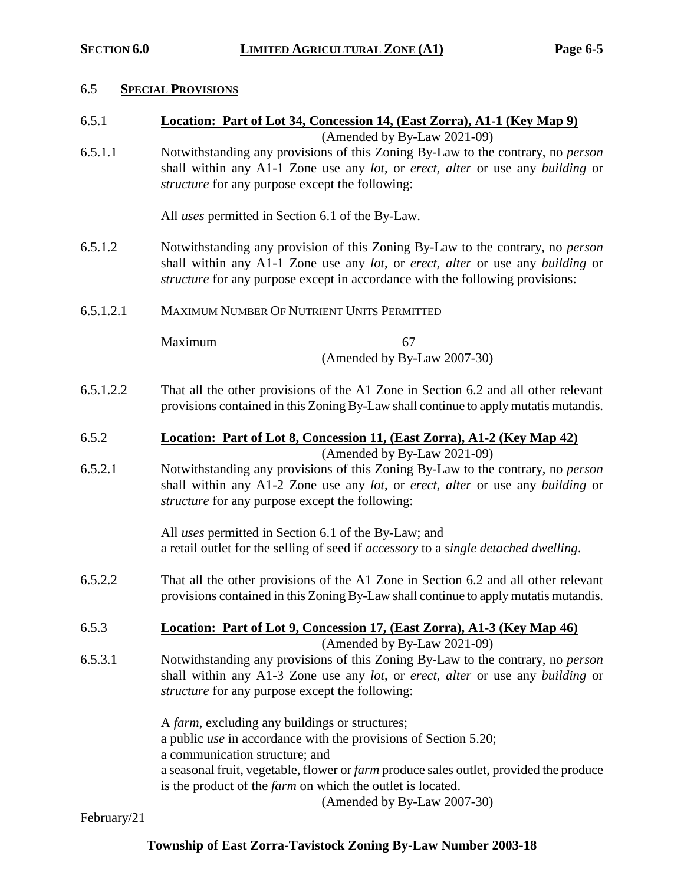## 6.5 SPECIAL PROVISIONS

### 6.5.1 Location: Part of Lot 34, Concession 14, (East Zorra), A1-1 (Key Map 9)

(Amended by By-Law 2021-09)

6.5.1.1 Notwithstanding any provisions of this Zoning By-Law to the contrary, no *person* shall within any A1-1 Zone use any *lot*, or *erect, alter* or use any *building* or *structure* for any purpose except the following:

All *uses* permitted in Section 6.1 of the By-Law.

6.5.1.2 Notwithstanding any provision of this Zoning By-Law to the contrary, no *person* shall within any A1-1 Zone use any *lot*, or *erect, alter* or use any *building* or *structure* for any purpose except in accordance with the following provisions:

6.5.1.2.1 MAXIMUM NUMBER OF NUTRIENT UNITS PERMITTED

Maximum 67
(Amended by By-Law 2007-30)

6.5.1.2.2 That all the other provisions of the A1 Zone in Section 6.2 and all other relevant provisions contained in this Zoning By-Law shall continue to apply mutatis mutandis.

### 6.5.2 Location: Part of Lot 8, Concession 11, (East Zorra), A1-2 (Key Map 42)

(Amended by By-Law 2021-09)

6.5.2.1 Notwithstanding any provisions of this Zoning By-Law to the contrary, no *person* shall within any A1-2 Zone use any *lot*, or *erect, alter* or use any *building* or *structure* for any purpose except the following:

All *uses* permitted in Section 6.1 of the By-Law; and
a retail outlet for the selling of seed if *accessory* to a *single detached dwelling*.

6.5.2.2 That all the other provisions of the A1 Zone in Section 6.2 and all other relevant provisions contained in this Zoning By-Law shall continue to apply mutatis mutandis.

### 6.5.3 Location: Part of Lot 9, Concession 17, (East Zorra), A1-3 (Key Map 46)

(Amended by By-Law 2021-09)

6.5.3.1 Notwithstanding any provisions of this Zoning By-Law to the contrary, no *person* shall within any A1-3 Zone use any *lot*, or *erect, alter* or use any *building* or *structure* for any purpose except the following:

A *farm*, excluding any buildings or structures;
a public *use* in accordance with the provisions of Section 5.20;
a communication structure; and
a seasonal fruit, vegetable, flower or *farm* produce sales outlet, provided the produce is the product of the *farm* on which the outlet is located.
(Amended by By-Law 2007-30)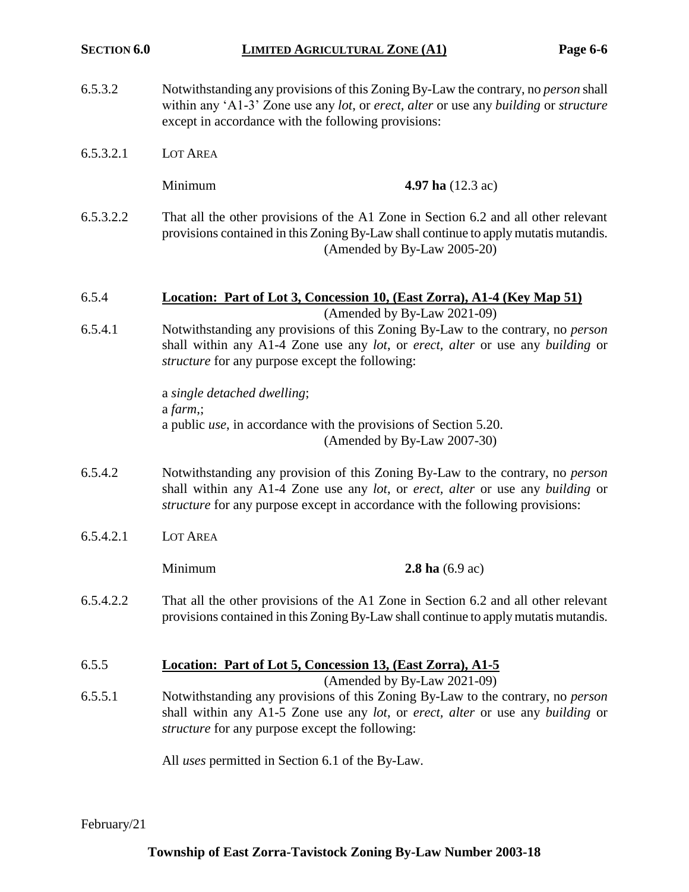6.5.3.2 Notwithstanding any provisions of this Zoning By-Law the contrary, no *person* shall within any 'A1-3' Zone use any *lot*, or *erect, alter* or use any *building* or *structure* except in accordance with the following provisions:

6.5.3.2.1 LOT AREA

Minimum **4.97 ha** (12.3 ac)

6.5.3.2.2 That all the other provisions of the A1 Zone in Section 6.2 and all other relevant provisions contained in this Zoning By-Law shall continue to apply mutatis mutandis. (Amended by By-Law 2005-20)

6.5.4 **Location: Part of Lot 3, Concession 10, (East Zorra), A1-4 (Key Map 51)**
(Amended by By-Law 2021-09)

6.5.4.1 Notwithstanding any provisions of this Zoning By-Law to the contrary, no *person* shall within any A1-4 Zone use any *lot*, or *erect, alter* or use any *building* or *structure* for any purpose except the following:

a *single detached dwelling*;
a *farm*,;
a public *use*, in accordance with the provisions of Section 5.20.
(Amended by By-Law 2007-30)

6.5.4.2 Notwithstanding any provision of this Zoning By-Law to the contrary, no *person* shall within any A1-4 Zone use any *lot*, or *erect, alter* or use any *building* or *structure* for any purpose except in accordance with the following provisions:

6.5.4.2.1 LOT AREA

Minimum **2.8 ha** (6.9 ac)

6.5.4.2.2 That all the other provisions of the A1 Zone in Section 6.2 and all other relevant provisions contained in this Zoning By-Law shall continue to apply mutatis mutandis.

6.5.5 **Location: Part of Lot 5, Concession 13, (East Zorra), A1-5**
(Amended by By-Law 2021-09)

6.5.5.1 Notwithstanding any provisions of this Zoning By-Law to the contrary, no *person* shall within any A1-5 Zone use any *lot*, or *erect, alter* or use any *building* or *structure* for any purpose except the following:

All *uses* permitted in Section 6.1 of the By-Law.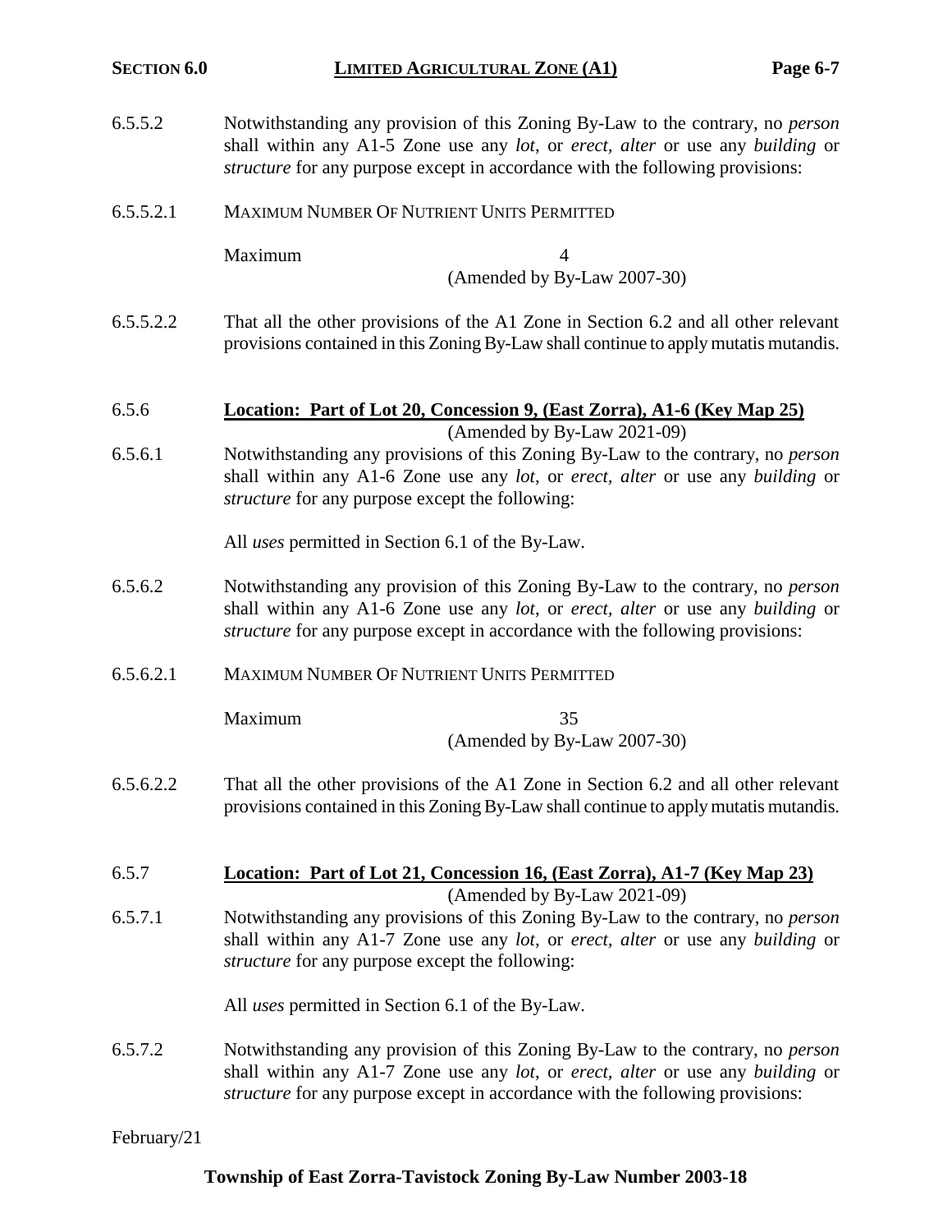6.5.5.2 Notwithstanding any provision of this Zoning By-Law to the contrary, no *person* shall within any A1-5 Zone use any *lot*, or *erect*, *alter* or use any *building* or *structure* for any purpose except in accordance with the following provisions:

6.5.5.2.1 MAXIMUM NUMBER OF NUTRIENT UNITS PERMITTED

Maximum 4

(Amended by By-Law 2007-30)

6.5.5.2.2 That all the other provisions of the A1 Zone in Section 6.2 and all other relevant provisions contained in this Zoning By-Law shall continue to apply mutatis mutandis.

6.5.6 **Location: Part of Lot 20, Concession 9, (East Zorra), A1-6 (Key Map 25)**

(Amended by By-Law 2021-09)

6.5.6.1 Notwithstanding any provisions of this Zoning By-Law to the contrary, no *person* shall within any A1-6 Zone use any *lot*, or *erect*, *alter* or use any *building* or *structure* for any purpose except the following:

All *uses* permitted in Section 6.1 of the By-Law.

6.5.6.2 Notwithstanding any provision of this Zoning By-Law to the contrary, no *person* shall within any A1-6 Zone use any *lot*, or *erect*, *alter* or use any *building* or *structure* for any purpose except in accordance with the following provisions:

6.5.6.2.1 MAXIMUM NUMBER OF NUTRIENT UNITS PERMITTED

Maximum 35

(Amended by By-Law 2007-30)

6.5.6.2.2 That all the other provisions of the A1 Zone in Section 6.2 and all other relevant provisions contained in this Zoning By-Law shall continue to apply mutatis mutandis.

6.5.7 **Location: Part of Lot 21, Concession 16, (East Zorra), A1-7 (Key Map 23)**

(Amended by By-Law 2021-09)

6.5.7.1 Notwithstanding any provisions of this Zoning By-Law to the contrary, no *person* shall within any A1-7 Zone use any *lot*, or *erect*, *alter* or use any *building* or *structure* for any purpose except the following:

All *uses* permitted in Section 6.1 of the By-Law.

6.5.7.2 Notwithstanding any provision of this Zoning By-Law to the contrary, no *person* shall within any A1-7 Zone use any *lot*, or *erect*, *alter* or use any *building* or *structure* for any purpose except in accordance with the following provisions: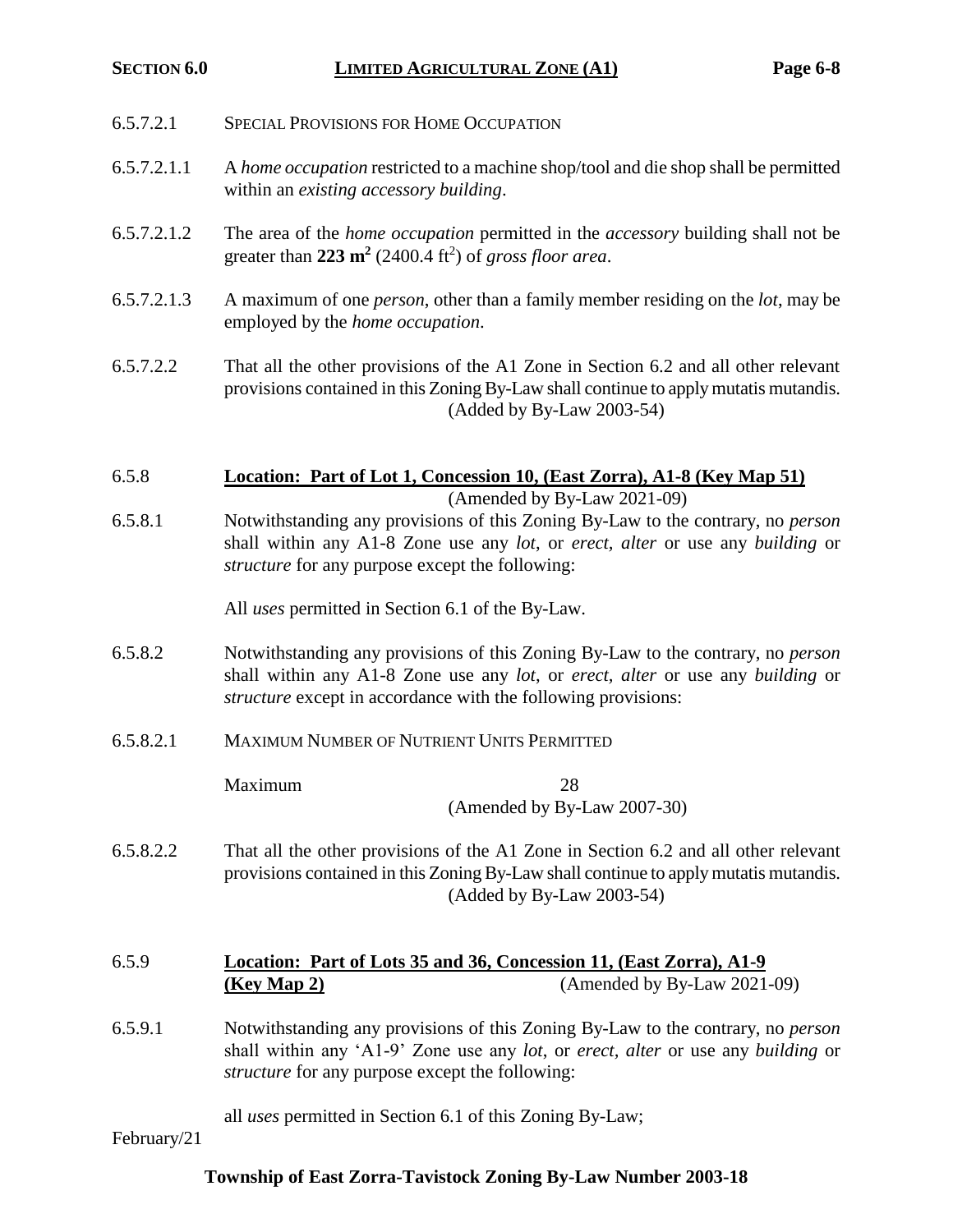6.5.7.2.1 SPECIAL PROVISIONS FOR HOME OCCUPATION

6.5.7.2.1.1 A *home occupation* restricted to a machine shop/tool and die shop shall be permitted within an *existing accessory building*.

6.5.7.2.1.2 The area of the *home occupation* permitted in the *accessory* building shall not be greater than **223 m$^2$** (2400.4 ft$^2$) of *gross floor area*.

6.5.7.2.1.3 A maximum of one *person*, other than a family member residing on the *lot*, may be employed by the *home occupation*.

6.5.7.2.2 That all the other provisions of the A1 Zone in Section 6.2 and all other relevant provisions contained in this Zoning By-Law shall continue to apply mutatis mutandis. (Added by By-Law 2003-54)

6.5.8 **Location: Part of Lot 1, Concession 10, (East Zorra), A1-8 (Key Map 51)** (Amended by By-Law 2021-09)

6.5.8.1 Notwithstanding any provisions of this Zoning By-Law to the contrary, no *person* shall within any A1-8 Zone use any *lot*, or *erect*, *alter* or use any *building* or *structure* for any purpose except the following:

All *uses* permitted in Section 6.1 of the By-Law.

6.5.8.2 Notwithstanding any provisions of this Zoning By-Law to the contrary, no *person* shall within any A1-8 Zone use any *lot*, or *erect*, *alter* or use any *building* or *structure* except in accordance with the following provisions:

6.5.8.2.1 MAXIMUM NUMBER OF NUTRIENT UNITS PERMITTED

Maximum 28
(Amended by By-Law 2007-30)

6.5.8.2.2 That all the other provisions of the A1 Zone in Section 6.2 and all other relevant provisions contained in this Zoning By-Law shall continue to apply mutatis mutandis. (Added by By-Law 2003-54)

6.5.9 **Location: Part of Lots 35 and 36, Concession 11, (East Zorra), A1-9 (Key Map 2)** (Amended by By-Law 2021-09)

6.5.9.1 Notwithstanding any provisions of this Zoning By-Law to the contrary, no *person* shall within any 'A1-9' Zone use any *lot*, or *erect*, *alter* or use any *building* or *structure* for any purpose except the following:

all *uses* permitted in Section 6.1 of this Zoning By-Law;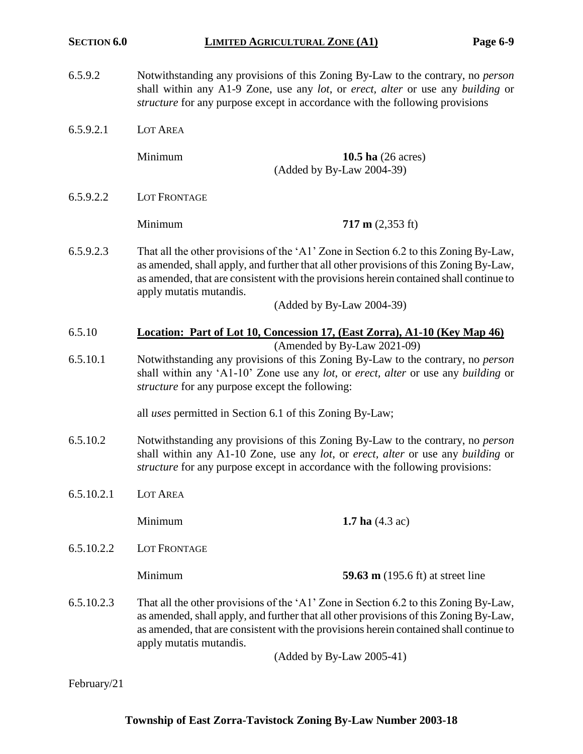6.5.9.2 Notwithstanding any provisions of this Zoning By-Law to the contrary, no *person* shall within any A1-9 Zone, use any *lot*, or *erect*, *alter* or use any *building* or *structure* for any purpose except in accordance with the following provisions

6.5.9.2.1 LOT AREA

Minimum **10.5 ha** (26 acres)
(Added by By-Law 2004-39)

6.5.9.2.2 LOT FRONTAGE

Minimum **717 m** (2,353 ft)

6.5.9.2.3 That all the other provisions of the 'A1' Zone in Section 6.2 to this Zoning By-Law, as amended, shall apply, and further that all other provisions of this Zoning By-Law, as amended, that are consistent with the provisions herein contained shall continue to apply mutatis mutandis.

(Added by By-Law 2004-39)

## 6.5.10 Location: Part of Lot 10, Concession 17, (East Zorra), A1-10 (Key Map 46)

(Amended by By-Law 2021-09)

6.5.10.1 Notwithstanding any provisions of this Zoning By-Law to the contrary, no *person* shall within any 'A1-10' Zone use any *lot*, or *erect, alter* or use any *building* or *structure* for any purpose except the following:

all *uses* permitted in Section 6.1 of this Zoning By-Law;

6.5.10.2 Notwithstanding any provisions of this Zoning By-Law to the contrary, no *person* shall within any A1-10 Zone, use any *lot*, or *erect, alter* or use any *building* or *structure* for any purpose except in accordance with the following provisions:

6.5.10.2.1 LOT AREA

Minimum **1.7 ha** (4.3 ac)

6.5.10.2.2 LOT FRONTAGE

Minimum **59.63 m** (195.6 ft) at street line

6.5.10.2.3 That all the other provisions of the 'A1' Zone in Section 6.2 to this Zoning By-Law, as amended, shall apply, and further that all other provisions of this Zoning By-Law, as amended, that are consistent with the provisions herein contained shall continue to apply mutatis mutandis.

(Added by By-Law 2005-41)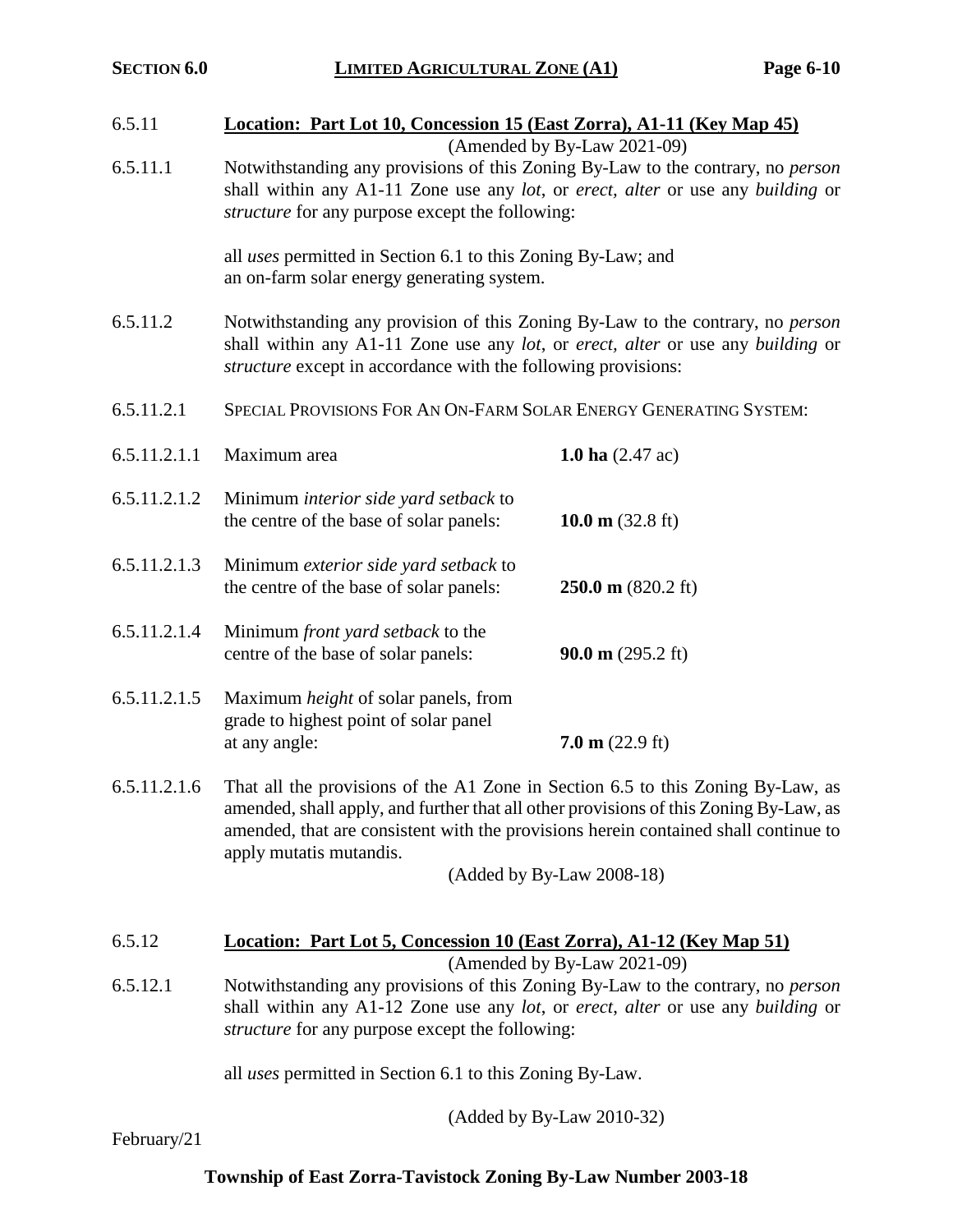6.5.11 **Location: Part Lot 10, Concession 15 (East Zorra), A1-11 (Key Map 45)**

(Amended by By-Law 2021-09)

6.5.11.1 Notwithstanding any provisions of this Zoning By-Law to the contrary, no *person* shall within any A1-11 Zone use any *lot*, or *erect, alter* or use any *building* or *structure* for any purpose except the following:

all *uses* permitted in Section 6.1 to this Zoning By-Law; and
an on-farm solar energy generating system.

6.5.11.2 Notwithstanding any provision of this Zoning By-Law to the contrary, no *person* shall within any A1-11 Zone use any *lot*, or *erect, alter* or use any *building* or *structure* except in accordance with the following provisions:

6.5.11.2.1 SPECIAL PROVISIONS FOR AN ON-FARM SOLAR ENERGY GENERATING SYSTEM:

| | | |
|---|---|---|
| 6.5.11.2.1.1 | Maximum area | **1.0 ha** (2.47 ac) |
| 6.5.11.2.1.2 | Minimum *interior side yard setback* to the centre of the base of solar panels: | **10.0 m** (32.8 ft) |
| 6.5.11.2.1.3 | Minimum *exterior side yard setback* to the centre of the base of solar panels: | **250.0 m** (820.2 ft) |
| 6.5.11.2.1.4 | Minimum *front yard setback* to the centre of the base of solar panels: | **90.0 m** (295.2 ft) |
| 6.5.11.2.1.5 | Maximum *height* of solar panels, from grade to highest point of solar panel at any angle: | **7.0 m** (22.9 ft) |

6.5.11.2.1.6 That all the provisions of the A1 Zone in Section 6.5 to this Zoning By-Law, as amended, shall apply, and further that all other provisions of this Zoning By-Law, as amended, that are consistent with the provisions herein contained shall continue to apply mutatis mutandis.

(Added by By-Law 2008-18)

6.5.12 **Location: Part Lot 5, Concession 10 (East Zorra), A1-12 (Key Map 51)**

(Amended by By-Law 2021-09)

6.5.12.1 Notwithstanding any provisions of this Zoning By-Law to the contrary, no *person* shall within any A1-12 Zone use any *lot*, or *erect, alter* or use any *building* or *structure* for any purpose except the following:

all *uses* permitted in Section 6.1 to this Zoning By-Law.

(Added by By-Law 2010-32)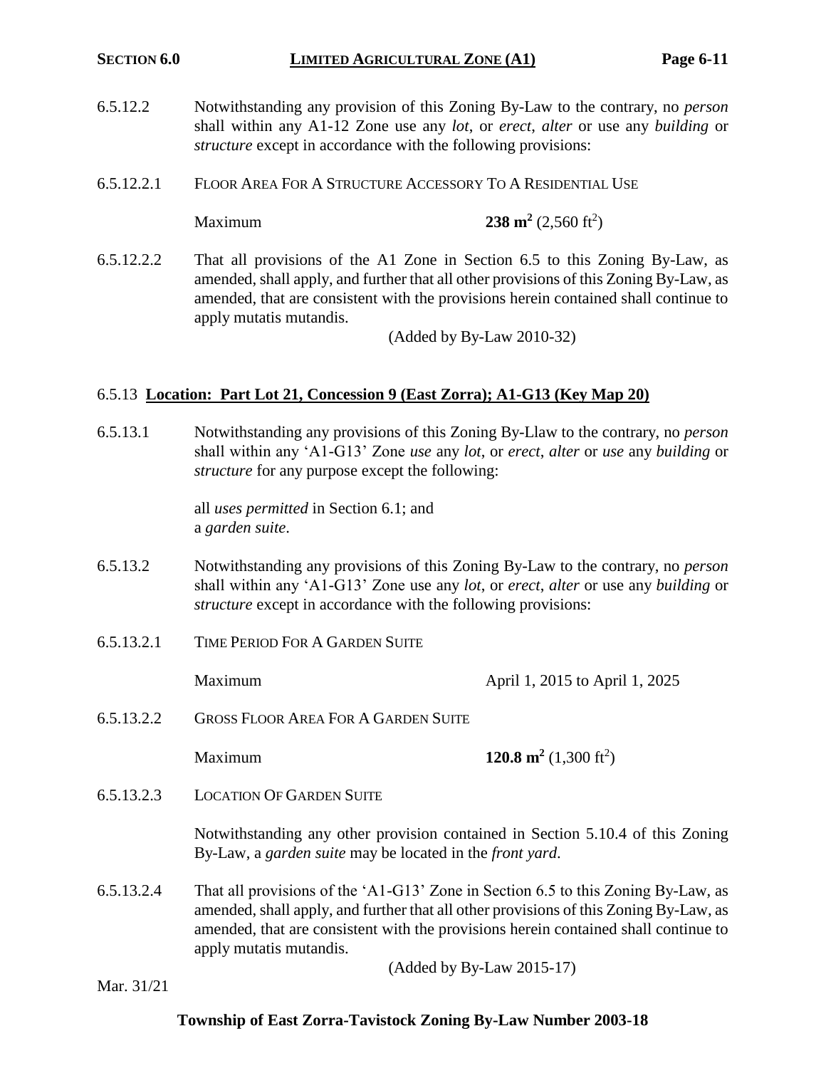6.5.12.2 Notwithstanding any provision of this Zoning By-Law to the contrary, no *person* shall within any A1-12 Zone use any *lot*, or *erect*, *alter* or use any *building* or *structure* except in accordance with the following provisions:

6.5.12.2.1 FLOOR AREA FOR A STRUCTURE ACCESSORY TO A RESIDENTIAL USE

| | |
|---|---|
| Maximum | **238 m$^2$** (2,560 ft$^2$) |

6.5.12.2.2 That all provisions of the A1 Zone in Section 6.5 to this Zoning By-Law, as amended, shall apply, and further that all other provisions of this Zoning By-Law, as amended, that are consistent with the provisions herein contained shall continue to apply mutatis mutandis.

(Added by By-Law 2010-32)

### 6.5.13 Location: Part Lot 21, Concession 9 (East Zorra); A1-G13 (Key Map 20)

6.5.13.1 Notwithstanding any provisions of this Zoning By-Llaw to the contrary, no *person* shall within any 'A1-G13' Zone *use* any *lot*, or *erect*, *alter* or *use* any *building* or *structure* for any purpose except the following:

all *uses permitted* in Section 6.1; and
a *garden suite*.

6.5.13.2 Notwithstanding any provisions of this Zoning By-Law to the contrary, no *person* shall within any 'A1-G13' Zone use any *lot*, or *erect*, *alter* or use any *building* or *structure* except in accordance with the following provisions:

6.5.13.2.1 TIME PERIOD FOR A GARDEN SUITE

| | |
|---|---|
| Maximum | April 1, 2015 to April 1, 2025 |

6.5.13.2.2 GROSS FLOOR AREA FOR A GARDEN SUITE

| | |
|---|---|
| Maximum | **120.8 m$^2$** (1,300 ft$^2$) |

6.5.13.2.3 LOCATION OF GARDEN SUITE

Notwithstanding any other provision contained in Section 5.10.4 of this Zoning By-Law, a *garden suite* may be located in the *front yard*.

6.5.13.2.4 That all provisions of the 'A1-G13' Zone in Section 6.5 to this Zoning By-Law, as amended, shall apply, and further that all other provisions of this Zoning By-Law, as amended, that are consistent with the provisions herein contained shall continue to apply mutatis mutandis.

(Added by By-Law 2015-17)